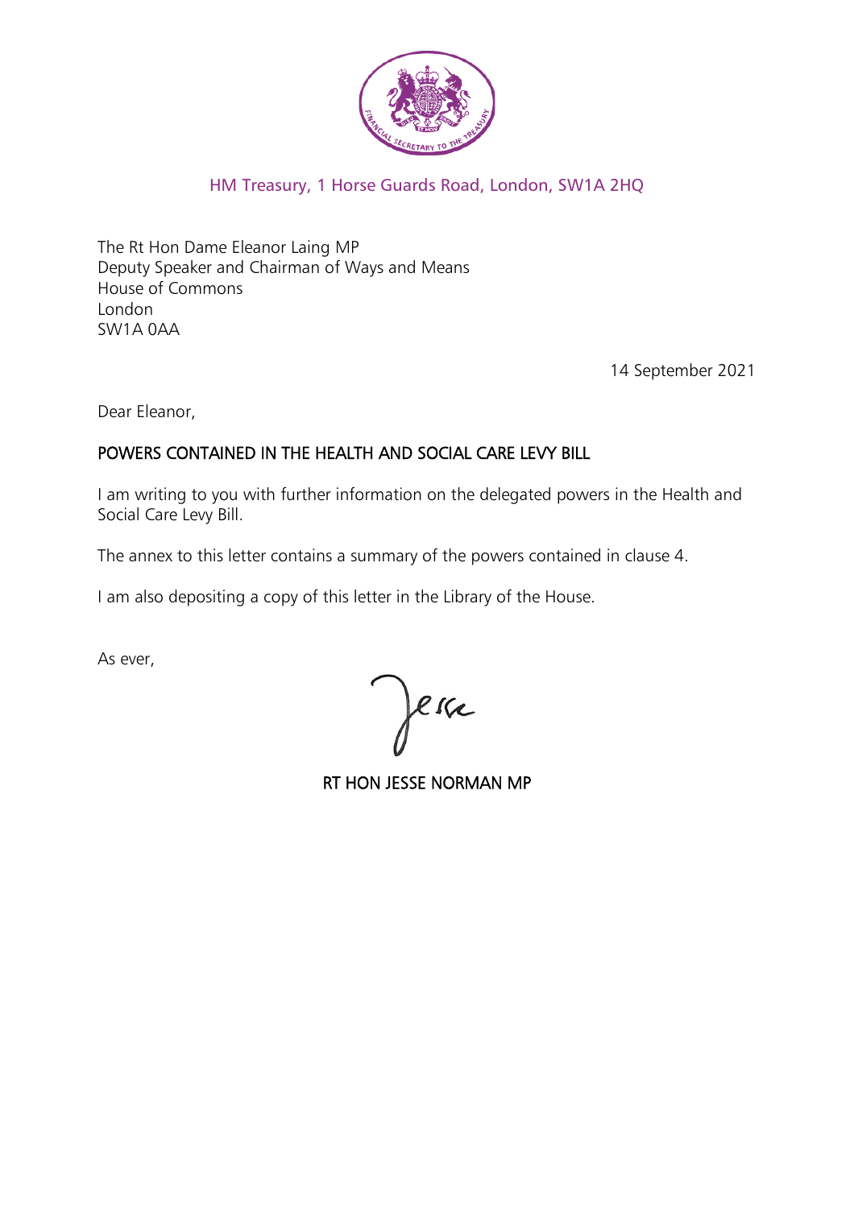HM Treasury, 1 Horse Guards Road, London, SW1A 2HQ

The Rt Hon Dame Eleanor Laing MP
Deputy Speaker and Chairman of Ways and Means
House of Commons
London
SW1A 0AA

14 September 2021

Dear Eleanor,

## POWERS CONTAINED IN THE HEALTH AND SOCIAL CARE LEVY BILL

I am writing to you with further information on the delegated powers in the Health and Social Care Levy Bill.

The annex to this letter contains a summary of the powers contained in clause 4.

I am also depositing a copy of this letter in the Library of the House.

As ever,

Jesse

RT HON JESSE NORMAN MP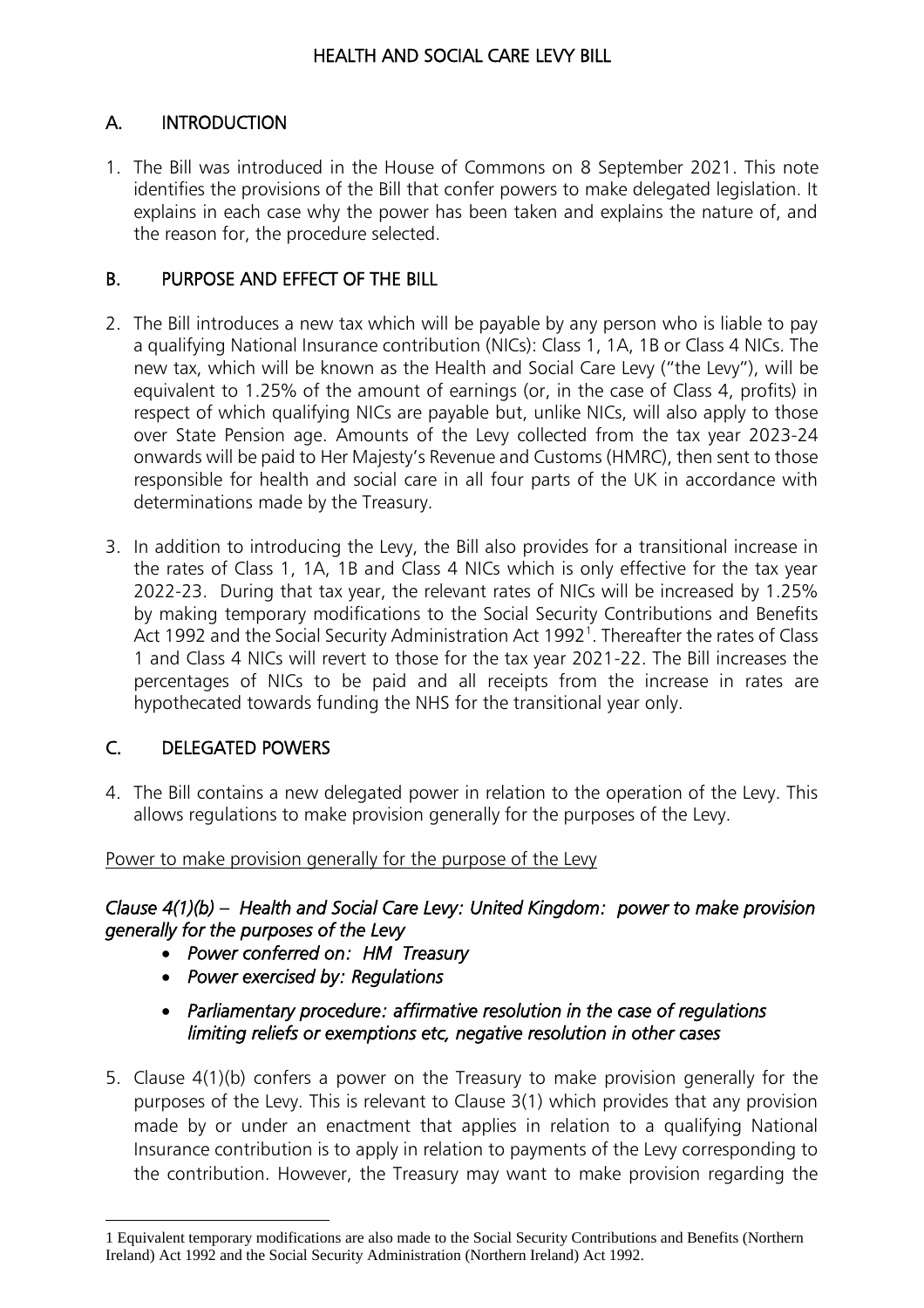# HEALTH AND SOCIAL CARE LEVY BILL

## A. INTRODUCTION

1. The Bill was introduced in the House of Commons on 8 September 2021. This note identifies the provisions of the Bill that confer powers to make delegated legislation. It explains in each case why the power has been taken and explains the nature of, and the reason for, the procedure selected.

## B. PURPOSE AND EFFECT OF THE BILL

2. The Bill introduces a new tax which will be payable by any person who is liable to pay a qualifying National Insurance contribution (NICs): Class 1, 1A, 1B or Class 4 NICs. The new tax, which will be known as the Health and Social Care Levy ("the Levy"), will be equivalent to 1.25% of the amount of earnings (or, in the case of Class 4, profits) in respect of which qualifying NICs are payable but, unlike NICs, will also apply to those over State Pension age. Amounts of the Levy collected from the tax year 2023-24 onwards will be paid to Her Majesty's Revenue and Customs (HMRC), then sent to those responsible for health and social care in all four parts of the UK in accordance with determinations made by the Treasury.

3. In addition to introducing the Levy, the Bill also provides for a transitional increase in the rates of Class 1, 1A, 1B and Class 4 NICs which is only effective for the tax year 2022-23. During that tax year, the relevant rates of NICs will be increased by 1.25% by making temporary modifications to the Social Security Contributions and Benefits Act 1992 and the Social Security Administration Act 1992[1]. Thereafter the rates of Class 1 and Class 4 NICs will revert to those for the tax year 2021-22. The Bill increases the percentages of NICs to be paid and all receipts from the increase in rates are hypothecated towards funding the NHS for the transitional year only.

## C. DELEGATED POWERS

4. The Bill contains a new delegated power in relation to the operation of the Levy. This allows regulations to make provision generally for the purposes of the Levy.

Power to make provision generally for the purpose of the Levy

### *Clause 4(1)(b) – Health and Social Care Levy: United Kingdom: power to make provision generally for the purposes of the Levy*

- *Power conferred on: HM Treasury*
- *Power exercised by: Regulations*
- *Parliamentary procedure: affirmative resolution in the case of regulations limiting reliefs or exemptions etc, negative resolution in other cases*

5. Clause 4(1)(b) confers a power on the Treasury to make provision generally for the purposes of the Levy. This is relevant to Clause 3(1) which provides that any provision made by or under an enactment that applies in relation to a qualifying National Insurance contribution is to apply in relation to payments of the Levy corresponding to the contribution. However, the Treasury may want to make provision regarding the

---

1 Equivalent temporary modifications are also made to the Social Security Contributions and Benefits (Northern Ireland) Act 1992 and the Social Security Administration (Northern Ireland) Act 1992.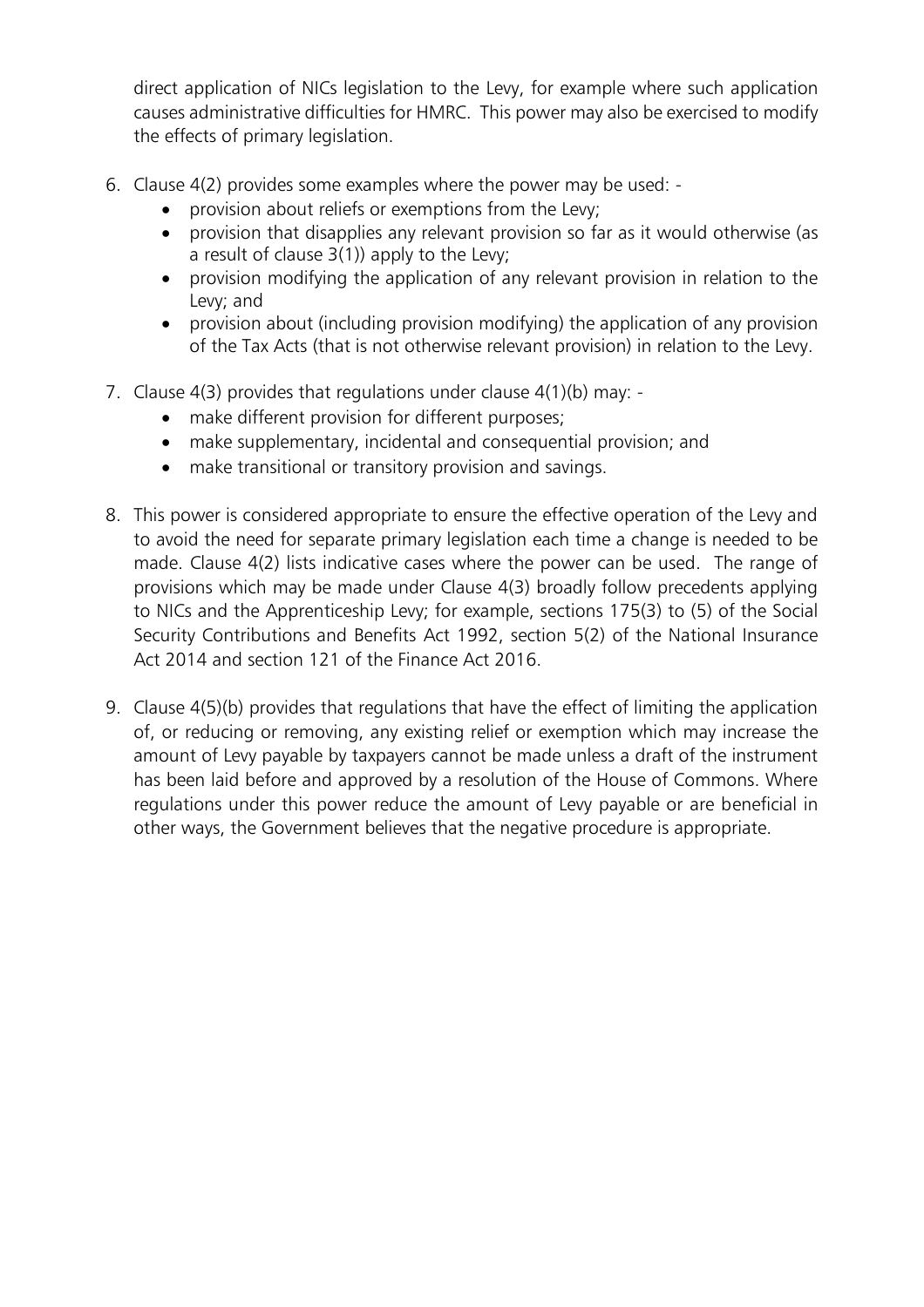direct application of NICs legislation to the Levy, for example where such application causes administrative difficulties for HMRC. This power may also be exercised to modify the effects of primary legislation.

6. Clause 4(2) provides some examples where the power may be used: -
   - provision about reliefs or exemptions from the Levy;
   - provision that disapplies any relevant provision so far as it would otherwise (as a result of clause 3(1)) apply to the Levy;
   - provision modifying the application of any relevant provision in relation to the Levy; and
   - provision about (including provision modifying) the application of any provision of the Tax Acts (that is not otherwise relevant provision) in relation to the Levy.

7. Clause 4(3) provides that regulations under clause 4(1)(b) may: -
   - make different provision for different purposes;
   - make supplementary, incidental and consequential provision; and
   - make transitional or transitory provision and savings.

8. This power is considered appropriate to ensure the effective operation of the Levy and to avoid the need for separate primary legislation each time a change is needed to be made. Clause 4(2) lists indicative cases where the power can be used. The range of provisions which may be made under Clause 4(3) broadly follow precedents applying to NICs and the Apprenticeship Levy; for example, sections 175(3) to (5) of the Social Security Contributions and Benefits Act 1992, section 5(2) of the National Insurance Act 2014 and section 121 of the Finance Act 2016.

9. Clause 4(5)(b) provides that regulations that have the effect of limiting the application of, or reducing or removing, any existing relief or exemption which may increase the amount of Levy payable by taxpayers cannot be made unless a draft of the instrument has been laid before and approved by a resolution of the House of Commons. Where regulations under this power reduce the amount of Levy payable or are beneficial in other ways, the Government believes that the negative procedure is appropriate.